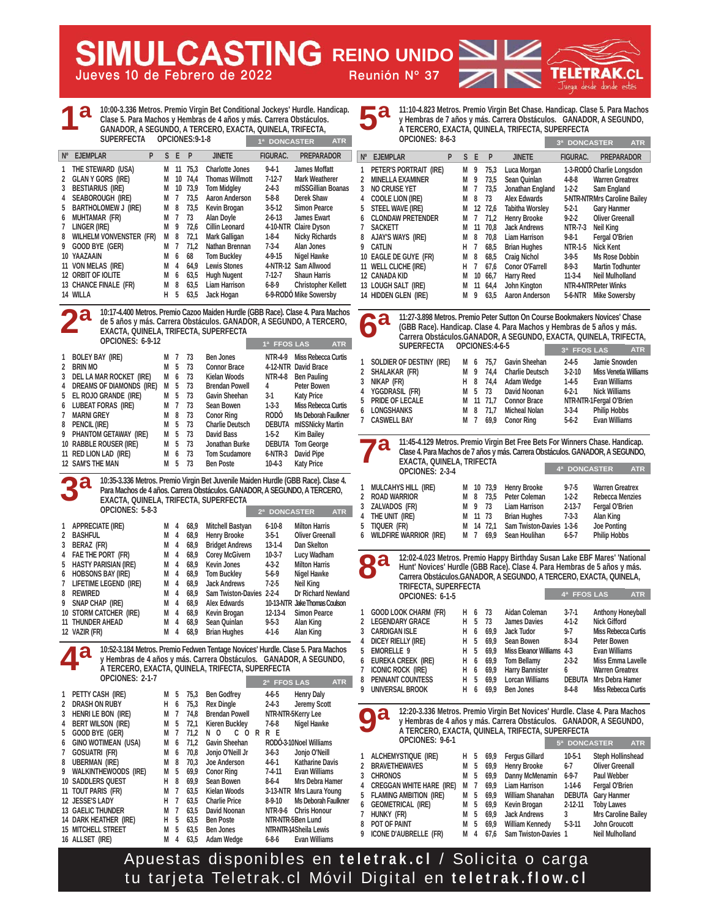# SIMULCASTING REINO UNIDO

**Jueves 10 de Febrero de 2022** — **Reunión Nº 37** — TELETRAK.CL *Juega desde donde estés*

## 1ª

10:00-3.336 Metros. Premio Virgin Bet Conditional Jockeys' Hurdle. Handicap. Clase 5. Para Machos y Hembras de 4 años y más. Carrera Obstáculos. GANADOR, A SEGUNDO, A TERCERO, EXACTA, QUINELA, TRIFECTA, SUPERFECTA OPCIONES:9-1-8

1ª DONCASTER ATR

| Nº | EJEMPLAR | P | S | E | P | JINETE | FIGURAC. | PREPARADOR |
|---|---|---|---|---|---|---|---|---|
| 1 | THE STEWARD (USA) | | M | 11 | 75,3 | Charlotte Jones | 9-4-1 | James Moffatt |
| 2 | GLAN Y GORS (IRE) | | M | 10 | 74,4 | Thomas Willmott | 7-12-7 | Mark Weatherer |
| 3 | BESTIARIUS (IRE) | | M | 10 | 73,9 | Tom Midgley | 2-4-3 | mISSGillian Boanas |
| 4 | SEABOROUGH (IRE) | | M | 7 | 73,5 | Aaron Anderson | 5-8-8 | Derek Shaw |
| 5 | BOTHERLOMEW J (IRE) | | M | 8 | 73,5 | Kevin Brogan | 3-5-12 | Simon Pearce |
| 6 | MUHTAMAR (FR) | | M | 7 | 73 | Alan Doyle | 2-6-13 | James Ewart |
| 7 | LINGER (IRE) | | M | 9 | 72,6 | Cillin Leonard | 4-10-NTR | Claire Dyson |
| 8 | WILHELM VONVENSTER (FR) | | M | 8 | 72,1 | Mark Galligan | 1-8-4 | Nicky Richards |
| 9 | GOOD BYE (GER) | | M | 7 | 71,6 | Nathan Brennan | 7-3-4 | Alan Jones |
| 10 | YAAZAAIN | | M | 6 | 68 | Tom Buckley | 4-9-15 | Nigel Hawke |
| 11 | VON MELAS (IRE) | | M | 4 | 64,9 | Lewis Stones | 4-NTR-12 | Sam Allwood |
| 12 | ORBIT OF IOLITE | | M | 6 | 63,5 | Hugh Nugent | 7-12-7 | Shaun Harris |
| 13 | CHANCE FINALE (FR) | | M | 8 | 63,5 | Liam Harrison | 6-8-9 | Christopher Kellett |
| 14 | WILLA | | H | 5 | 63,5 | Jack Hogan | 6-9-RODÓ | Mike Sowersby |

## 2ª

10:17-4.400 Metros. Premio Cazoo Maiden Hurdle (GBB Race). Clase 4. Para Machos de 5 años y más. Carrera Obstáculos. GANADOR, A SEGUNDO, A TERCERO, EXACTA, QUINELA, TRIFECTA, SUPERFECTA OPCIONES: 6-9-12

1ª FFOS LAS ATR

| Nº | EJEMPLAR | S | E | P | JINETE | FIGURAC. | PREPARADOR |
|---|---|---|---|---|---|---|---|
| 1 | BOLEY BAY (IRE) | M | 7 | 73 | Ben Jones | NTR-4-9 | Miss Rebecca Curtis |
| 2 | BRIN MO | M | 5 | 73 | Connor Brace | 4-12-NTR | David Brace |
| 3 | DEL LA MAR ROCKET (IRE) | M | 6 | 73 | Kielan Woods | NTR-4-8 | Ben Pauling |
| 4 | DREAMS OF DIAMONDS (IRE) | M | 5 | 73 | Brendan Powell | 4 | Peter Bowen |
| 5 | EL ROJO GRANDE (IRE) | M | 5 | 73 | Gavin Sheehan | 3-1 | Katy Price |
| 6 | LUBEAT FORAS (IRE) | M | 7 | 73 | Sean Bowen | 1-3-3 | Miss Rebecca Curtis |
| 7 | MARNI GREY | M | 8 | 73 | Conor Ring | RODÓ | Ms Deborah Faulkner |
| 8 | PENCIL (IRE) | M | 5 | 73 | Charlie Deutsch | DEBUTA | mISSNicky Martin |
| 9 | PHANTOM GETAWAY (IRE) | M | 5 | 73 | David Bass | 1-5-2 | Kim Bailey |
| 10 | RABBLE ROUSER (IRE) | M | 5 | 73 | Jonathan Burke | DEBUTA | Tom George |
| 11 | RED LION LAD (IRE) | M | 6 | 73 | Tom Scudamore | 6-NTR-3 | David Pipe |
| 12 | SAM'S THE MAN | M | 5 | 73 | Ben Poste | 10-4-3 | Katy Price |

## 3ª

10:35-3.336 Metros. Premio Virgin Bet Juvenile Maiden Hurdle (GBB Race). Clase 4. Para Machos de 4 años. Carrera Obstáculos. GANADOR, A SEGUNDO, A TERCERO, EXACTA, QUINELA, TRIFECTA, SUPERFECTA OPCIONES: 5-8-3

2ª DONCASTER ATR

| Nº | EJEMPLAR | S | E | P | JINETE | FIGURAC. | PREPARADOR |
|---|---|---|---|---|---|---|---|
| 1 | APPRECIATE (IRE) | M | 4 | 68,9 | Mitchell Bastyan | 6-10-8 | Milton Harris |
| 2 | BASHFUL | M | 4 | 68,9 | Henry Brooke | 3-5-1 | Oliver Greenall |
| 3 | BERAZ (FR) | M | 4 | 68,9 | Bridget Andrews | 13-1-4 | Dan Skelton |
| 4 | FAE THE PORT (FR) | M | 4 | 68,9 | Corey McGivern | 10-3-7 | Lucy Wadham |
| 5 | HASTY PARISIAN (IRE) | M | 4 | 68,9 | Kevin Jones | 4-3-2 | Milton Harris |
| 6 | HOBSONS BAY (IRE) | M | 4 | 68,9 | Tom Buckley | 5-6-9 | Nigel Hawke |
| 7 | LIFETIME LEGEND (IRE) | M | 4 | 68,9 | Jack Andrews | 7-2-5 | Neil King |
| 8 | REWIRED | M | 4 | 68,9 | Sam Twiston-Davies | 2-2-4 | Dr Richard Newland |
| 9 | SNAP CHAP (IRE) | M | 4 | 68,9 | Alex Edwards | 10-13-NTR | Jake Thomas Coulson |
| 10 | STORM CATCHER (IRE) | M | 4 | 68,9 | Kevin Brogan | 12-13-4 | Simon Pearce |
| 11 | THUNDER AHEAD | M | 4 | 68,9 | Sean Quinlan | 9-5-3 | Alan King |
| 12 | VAZIR (FR) | M | 4 | 68,9 | Brian Hughes | 4-1-6 | Alan King |

## 4ª

10:52-3.184 Metros. Premio Fedwen Tentage Novices' Hurdle. Clase 5. Para Machos y Hembras de 4 años y más. Carrera Obstáculos. GANADOR, A SEGUNDO, A TERCERO, EXACTA, QUINELA, TRIFECTA, SUPERFECTA OPCIONES: 2-1-7

2ª FFOS LAS ATR

| Nº | EJEMPLAR | S | E | P | JINETE | FIGURAC. | PREPARADOR |
|---|---|---|---|---|---|---|---|
| 1 | PETTY CASH (IRE) | M | 5 | 75,3 | Ben Godfrey | 4-6-5 | Henry Daly |
| 2 | SHAN ON RUBY | H | 6 | 75,3 | Rex Dingle | 2-4-3 | Jeremy Scott |
| 3 | HENRI LE BON (IRE) | M | 7 | 74,8 | Brendan Powell | NTR-NTR-5 | Kerry Lee |
| 4 | BERT WILSON (IRE) | M | 5 | 72,1 | Kieren Buckley | 7-6-8 | Nigel Hawke |
| 5 | GOOD BYE (GER) | M | 7 | 71,2 | N O C O R R E | | |
| 6 | GINO WOTIMEAN (USA) | M | 6 | 71,2 | Gavin Sheehan | RODÓ-3-10 | Noel Williams |
| 7 | GOSUATRI (FR) | M | 6 | 70,8 | Jonjo O'Neill Jr | 3-6-3 | Jonjo O'Neill |
| 8 | UBERMAN (IRE) | M | 8 | 70,3 | Joe Anderson | 4-6-1 | Katharine Davis |
| 9 | WALKINTHEWOODS (IRE) | M | 5 | 69,9 | Chris Davies | 7-4-11 | Evan Williams |
| 10 | SADDLERS QUEST | M | 8 | 69,9 | Sean Bowen | 8-6-4 | Mrs Debra Hamer |
| 11 | TOUT PARIS (FR) | M | 7 | 63,5 | Kielan Woods | 3-13-NTR | Mrs Laura Young |
| 12 | JESSE'S LADY | H | 7 | 63,5 | Charlie Price | 8-9-10 | Ms Deborah Faulkner |
| 13 | GAELIC THUNDER | M | 7 | 63,5 | David Noonan | NTR-9-6 | Chris Honour |
| 14 | DARK HEATHER (IRE) | H | 5 | 63,5 | Ben Poste | NTR-NTR-5 | Ben Lund |
| 15 | MITCHELL STREET | M | 5 | 63,5 | Ben Jones | NTR-NTR-14 | Sheila Lewis |
| 16 | ALLSET (IRE) | M | 4 | 63,5 | Adam Wedge | 6-8-6 | Evan Williams |

## 5ª

11:10-4.823 Metros. Premio Virgin Bet Chase. Handicap. Clase 5. Para Machos y Hembras de 7 años y más. Carrera Obstáculos. GANADOR, A SEGUNDO, A TERCERO, EXACTA, QUINELA, TRIFECTA, SUPERFECTA OPCIONES: 8-6-3

3ª DONCASTER ATR

| Nº | EJEMPLAR | P | S | E | P | JINETE | FIGURAC. | PREPARADOR |
|---|---|---|---|---|---|---|---|---|
| 1 | PETER'S PORTRAIT (IRE) | | M | 9 | 75,3 | Luca Morgan | 1-3-RODÓ | Charlie Longsdon |
| 2 | MINELLA EXAMINER | | M | 9 | 73,5 | Sean Quinlan | 4-8-8 | Warren Greatrex |
| 3 | NO CRUISE YET | | M | 7 | 73,5 | Jonathan England | 1-2-2 | Sam England |
| 4 | COOLE LION (IRE) | | M | 8 | 73 | Alex Edwards | 5-NTR-NTR | Mrs Caroline Bailey |
| 5 | STEEL WAVE (IRE) | | M | 12 | 72,6 | Tabitha Worsley | 5-2-1 | Gary Hanmer |
| 6 | CLONDAW PRETENDER | | M | 7 | 71,2 | Henry Brooke | 9-2-2 | Oliver Greenall |
| 7 | SACKETT | | M | 11 | 70,8 | Jack Andrews | NTR-7-3 | Neil King |
| 8 | AJAY'S WAYS (IRE) | | M | 8 | 70,8 | Liam Harrison | 9-8-1 | Fergal O'Brien |
| 9 | CATLIN | | H | 7 | 68,5 | Brian Hughes | NTR-1-5 | Nick Kent |
| 10 | EAGLE DE GUYE (FR) | | M | 8 | 68,5 | Craig Nichol | 3-9-5 | Ms Rose Dobbin |
| 11 | WELL CLICHE (IRE) | | H | 7 | 67,6 | Conor O'Farrell | 8-9-3 | Martin Todhunter |
| 12 | CANADA KID | | M | 10 | 66,7 | Harry Reed | 11-3-4 | Neil Mulholland |
| 13 | LOUGH SALT (IRE) | | M | 11 | 64,4 | John Kington | NTR-4-NTR | Peter Winks |
| 14 | HIDDEN GLEN (IRE) | | M | 9 | 63,5 | Aaron Anderson | 5-6-NTR | Mike Sowersby |

## 6ª

11:27-3.898 Metros. Premio Peter Sutton On Course Bookmakers Novices' Chase (GBB Race). Handicap. Clase 4. Para Machos y Hembras de 5 años y más. Carrera Obstáculos.GANADOR, A SEGUNDO, EXACTA, QUINELA, TRIFECTA, SUPERFECTA OPCIONES:4-6-5

3ª FFOS LAS ATR

| Nº | EJEMPLAR | S | E | P | JINETE | FIGURAC. | PREPARADOR |
|---|---|---|---|---|---|---|---|
| 1 | SOLDIER OF DESTINY (IRE) | M | 6 | 75,7 | Gavin Sheehan | 2-4-5 | Jamie Snowden |
| 2 | SHALAKAR (FR) | M | 9 | 74,4 | Charlie Deutsch | 3-2-10 | Miss Venetia Williams |
| 3 | NIKAP (FR) | H | 8 | 74,4 | Adam Wedge | 1-4-5 | Evan Williams |
| 4 | YGGDRASIL (FR) | M | 5 | 73 | David Noonan | 6-2-1 | Nick Williams |
| 5 | PRIDE OF LECALE | M | 11 | 71,7 | Connor Brace | NTR-NTR-1 | Fergal O'Brien |
| 6 | LONGSHANKS | M | 8 | 71,7 | Micheal Nolan | 3-3-4 | Philip Hobbs |
| 7 | CASWELL BAY | M | 7 | 69,9 | Conor Ring | 5-6-2 | Evan Williams |

## 7ª

11:45-4.129 Metros. Premio Virgin Bet Free Bets For Winners Chase. Handicap. Clase 4. Para Machos de 7 años y más. Carrera Obstáculos. GANADOR, A SEGUNDO, EXACTA, QUINELA, TRIFECTA OPCIONES: 2-3-4

4ª DONCASTER ATR

| Nº | EJEMPLAR | S | E | P | JINETE | FIGURAC. | PREPARADOR |
|---|---|---|---|---|---|---|---|
| 1 | MULCAHYS HILL (IRE) | M | 10 | 73,9 | Henry Brooke | 9-7-5 | Warren Greatrex |
| 2 | ROAD WARRIOR | M | 8 | 73,5 | Peter Coleman | 1-2-2 | Rebecca Menzies |
| 3 | ZALVADOS (FR) | M | 9 | 73 | Liam Harrison | 2-13-7 | Fergal O'Brien |
| 4 | THE UNIT (IRE) | M | 11 | 73 | Brian Hughes | 7-3-3 | Alan King |
| 5 | TIQUER (FR) | M | 14 | 72,1 | Sam Twiston-Davies | 1-3-6 | Joe Ponting |
| 6 | WILDFIRE WARRIOR (IRE) | M | 7 | 69,9 | Sean Houlihan | 6-5-7 | Philip Hobbs |

## 8ª

12:02-4.023 Metros. Premio Happy Birthday Susan Lake EBF Mares' 'National Hunt' Novices' Hurdle (GBB Race). Clase 4. Para Hembras de 5 años y más. Carrera Obstáculos.GANADOR, A SEGUNDO, A TERCERO, EXACTA, QUINELA, TRIFECTA, SUPERFECTA OPCIONES: 6-1-5

4ª FFOS LAS ATR

| Nº | EJEMPLAR | S | E | P | JINETE | FIGURAC. | PREPARADOR |
|---|---|---|---|---|---|---|---|
| 1 | GOOD LOOK CHARM (FR) | H | 6 | 73 | Aidan Coleman | 3-7-1 | Anthony Honeyball |
| 2 | LEGENDARY GRACE | H | 5 | 73 | James Davies | 4-1-2 | Nick Gifford |
| 3 | CARDIGAN ISLE | H | 6 | 69,9 | Jack Tudor | 9-7 | Miss Rebecca Curtis |
| 4 | DICEY RIELLY (IRE) | H | 5 | 69,9 | Sean Bowen | 8-3-4 | Peter Bowen |
| 5 | EMORELLE 9 | H | 5 | 69,9 | Miss Eleanor Williams | 4-3 | Evan Williams |
| 6 | EUREKA CREEK (IRE) | H | 6 | 69,9 | Tom Bellamy | 2-3-2 | Miss Emma Lavelle |
| 7 | ICONIC ROCK (IRE) | H | 6 | 69,9 | Harry Bannister | 6 | Warren Greatrex |
| 8 | PENNANT COUNTESS | H | 5 | 69,9 | Lorcan Williams | DEBUTA | Mrs Debra Hamer |
| 9 | UNIVERSAL BROOK | H | 6 | 69,9 | Ben Jones | 8-4-8 | Miss Rebecca Curtis |

## 9ª

12:20-3.336 Metros. Premio Virgin Bet Novices' Hurdle. Clase 4. Para Machos y Hembras de 4 años y más. Carrera Obstáculos. GANADOR, A SEGUNDO, A TERCERO, EXACTA, QUINELA, TRIFECTA, SUPERFECTA OPCIONES: 9-6-1

5ª DONCASTER ATR

| Nº | EJEMPLAR | S | E | P | JINETE | FIGURAC. | PREPARADOR |
|---|---|---|---|---|---|---|---|
| 1 | ALCHEMYSTIQUE (IRE) | H | 5 | 69,9 | Fergus Gillard | 10-5-1 | Steph Hollinshead |
| 2 | BRAVETHEWAVES | M | 5 | 69,9 | Henry Brooke | 6-7 | Oliver Greenall |
| 3 | CHRONOS | M | 5 | 69,9 | Danny McMenamin | 6-9-7 | Paul Webber |
| 4 | CREGGAN WHITE HARE (IRE) | M | 7 | 69,9 | Liam Harrison | 1-14-6 | Fergal O'Brien |
| 5 | FLAMING AMBITION (IRE) | M | 5 | 69,9 | William Shanahan | DEBUTA | Gary Hanmer |
| 6 | GEOMETRICAL (IRE) | M | 5 | 69,9 | Kevin Brogan | 2-12-11 | Toby Lawes |
| 7 | HUNKY (FR) | M | 5 | 69,9 | Jack Andrews | 3 | Mrs Caroline Bailey |
| 8 | POT OF PAINT | M | 5 | 69,9 | William Kennedy | 5-3-11 | John Groucott |
| 9 | ICONE D'AUBRELLE (FR) | M | 4 | 67,6 | Sam Twiston-Davies | 1 | Neil Mulholland |

Apuestas disponibles en **teletrak.cl** / Solicita o carga tu tarjeta Teletrak.cl Móvil Digital en **teletrak.flow.cl**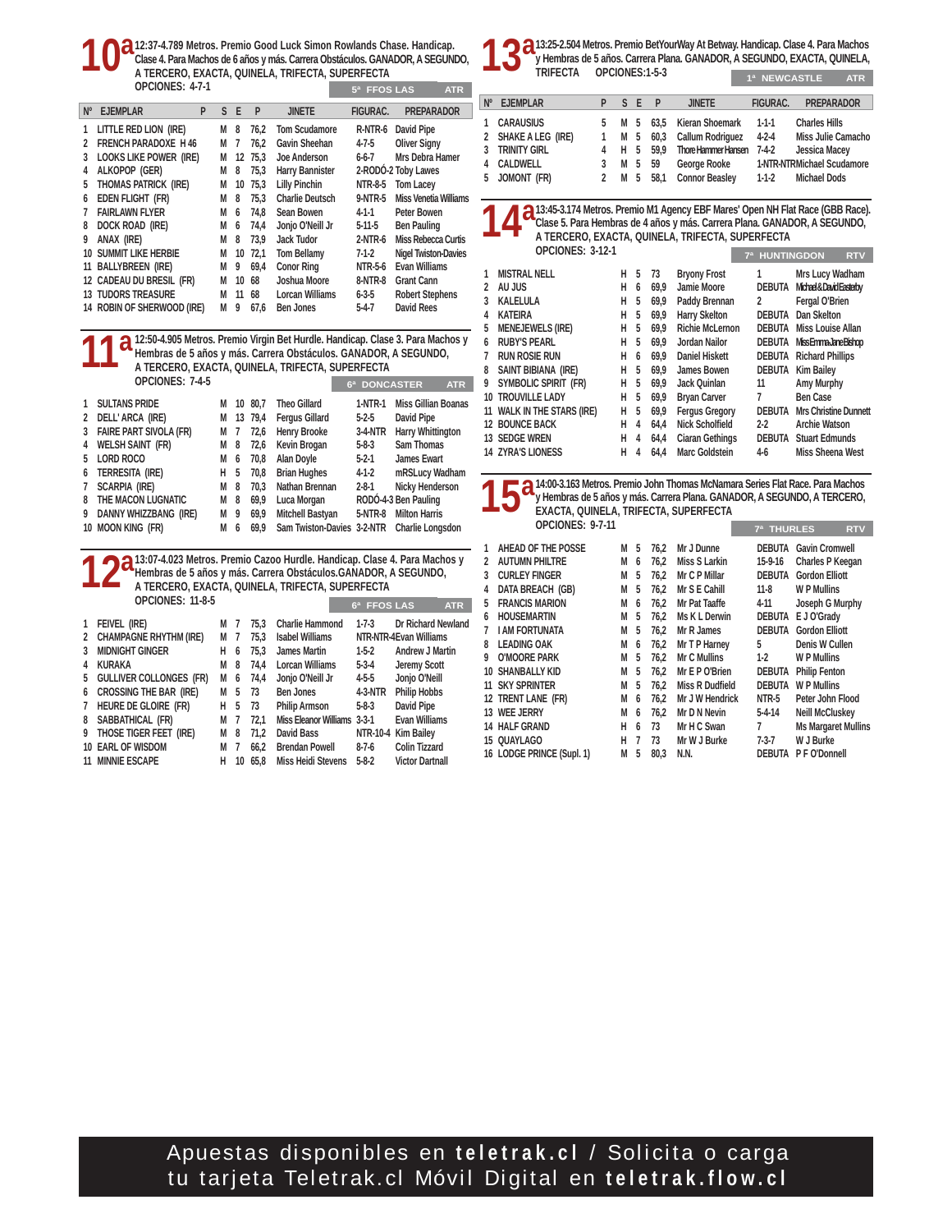## 10ª 12:37-4.789 Metros. Premio Good Luck Simon Rowlands Chase. Handicap. Clase 4. Para Machos de 6 años y más. Carrera Obstáculos. GANADOR, A SEGUNDO, A TERCERO, EXACTA, QUINELA, TRIFECTA, SUPERFECTA

OPCIONES: 4-7-1

5ª FFOS LAS — ATR

| Nº | EJEMPLAR | P | S | E | P | JINETE | FIGURAC. | PREPARADOR |
|---|---|---|---|---|---|---|---|---|
| 1 | LITTLE RED LION (IRE) | | M | 8 | 76,2 | Tom Scudamore | R-NTR-6 | David Pipe |
| 2 | FRENCH PARADOXE H 46 | | M | 7 | 76,2 | Gavin Sheehan | 4-7-5 | Oliver Signy |
| 3 | LOOKS LIKE POWER (IRE) | | M | 12 | 75,3 | Joe Anderson | 6-6-7 | Mrs Debra Hamer |
| 4 | ALKOPOP (GER) | | M | 8 | 75,3 | Harry Bannister | 2-RODÓ-2 | Toby Lawes |
| 5 | THOMAS PATRICK (IRE) | | M | 10 | 75,3 | Lilly Pinchin | NTR-8-5 | Tom Lacey |
| 6 | EDEN FLIGHT (FR) | | M | 8 | 75,3 | Charlie Deutsch | 9-NTR-5 | Miss Venetia Williams |
| 7 | FAIRLAWN FLYER | | M | 6 | 74,8 | Sean Bowen | 4-1-1 | Peter Bowen |
| 8 | DOCK ROAD (IRE) | | M | 6 | 74,4 | Jonjo O'Neill Jr | 5-11-5 | Ben Pauling |
| 9 | ANAX (IRE) | | M | 8 | 73,9 | Jack Tudor | 2-NTR-6 | Miss Rebecca Curtis |
| 10 | SUMMIT LIKE HERBIE | | M | 10 | 72,1 | Tom Bellamy | 7-1-2 | Nigel Twiston-Davies |
| 11 | BALLYBREEN (IRE) | | M | 9 | 69,4 | Conor Ring | NTR-5-6 | Evan Williams |
| 12 | CADEAU DU BRESIL (FR) | | M | 10 | 68 | Joshua Moore | 8-NTR-8 | Grant Cann |
| 13 | TUDORS TREASURE | | M | 11 | 68 | Lorcan Williams | 6-3-5 | Robert Stephens |
| 14 | ROBIN OF SHERWOOD (IRE) | | M | 9 | 67,6 | Ben Jones | 5-4-7 | David Rees |

## 11ª 12:50-4.905 Metros. Premio Virgin Bet Hurdle. Handicap. Clase 3. Para Machos y Hembras de 5 años y más. Carrera Obstáculos. GANADOR, A SEGUNDO, A TERCERO, EXACTA, QUINELA, TRIFECTA, SUPERFECTA

OPCIONES: 7-4-5

6ª DONCASTER — ATR

| Nº | EJEMPLAR | S | E | P | JINETE | FIGURAC. | PREPARADOR |
|---|---|---|---|---|---|---|---|
| 1 | SULTANS PRIDE | M | 10 | 80,7 | Theo Gillard | 1-NTR-1 | Miss Gillian Boanas |
| 2 | DELL' ARCA (IRE) | M | 13 | 79,4 | Fergus Gillard | 5-2-5 | David Pipe |
| 3 | FAIRE PART SIVOLA (FR) | M | 7 | 72,6 | Henry Brooke | 3-4-NTR | Harry Whittington |
| 4 | WELSH SAINT (FR) | M | 8 | 72,6 | Kevin Brogan | 5-8-3 | Sam Thomas |
| 5 | LORD ROCO | M | 6 | 70,8 | Alan Doyle | 5-2-1 | James Ewart |
| 6 | TERRESITA (IRE) | H | 5 | 70,8 | Brian Hughes | 4-1-2 | mRSLucy Wadham |
| 7 | SCARPIA (IRE) | M | 8 | 70,3 | Nathan Brennan | 2-8-1 | Nicky Henderson |
| 8 | THE MACON LUGNATIC | M | 8 | 69,9 | Luca Morgan | RODÓ-4-3 | Ben Pauling |
| 9 | DANNY WHIZZBANG (IRE) | M | 9 | 69,9 | Mitchell Bastyan | 5-NTR-8 | Milton Harris |
| 10 | MOON KING (FR) | M | 6 | 69,9 | Sam Twiston-Davies | 3-2-NTR | Charlie Longsdon |

## 12ª 13:07-4.023 Metros. Premio Cazoo Hurdle. Handicap. Clase 4. Para Machos y Hembras de 5 años y más. Carrera Obstáculos.GANADOR, A SEGUNDO, A TERCERO, EXACTA, QUINELA, TRIFECTA, SUPERFECTA

OPCIONES: 11-8-5

6ª FFOS LAS — ATR

| Nº | EJEMPLAR | S | E | P | JINETE | FIGURAC. | PREPARADOR |
|---|---|---|---|---|---|---|---|
| 1 | FEIVEL (IRE) | M | 7 | 75,3 | Charlie Hammond | 1-7-3 | Dr Richard Newland |
| 2 | CHAMPAGNE RHYTHM (IRE) | M | 7 | 75,3 | Isabel Williams | NTR-NTR-4 | Evan Williams |
| 3 | MIDNIGHT GINGER | H | 6 | 75,3 | James Martin | 1-5-2 | Andrew J Martin |
| 4 | KURAKA | M | 8 | 74,4 | Lorcan Williams | 5-3-4 | Jeremy Scott |
| 5 | GULLIVER COLLONGES (FR) | M | 6 | 74,4 | Jonjo O'Neill Jr | 4-5-5 | Jonjo O'Neill |
| 6 | CROSSING THE BAR (IRE) | M | 5 | 73 | Ben Jones | 4-3-NTR | Philip Hobbs |
| 7 | HEURE DE GLOIRE (FR) | H | 5 | 73 | Philip Armson | 5-8-3 | David Pipe |
| 8 | SABBATHICAL (FR) | M | 7 | 72,1 | Miss Eleanor Williams | 3-3-1 | Evan Williams |
| 9 | THOSE TIGER FEET (IRE) | M | 8 | 71,2 | David Bass | NTR-10-4 | Kim Bailey |
| 10 | EARL OF WISDOM | M | 7 | 66,2 | Brendan Powell | 8-7-6 | Colin Tizzard |
| 11 | MINNIE ESCAPE | H | 10 | 65,8 | Miss Heidi Stevens | 5-8-2 | Victor Dartnall |

## 13ª 13:25-2.504 Metros. Premio BetYourWay At Betway. Handicap. Clase 4. Para Machos y Hembras de 5 años. Carrera Plana. GANADOR, A SEGUNDO, EXACTA, QUINELA, TRIFECTA

OPCIONES:1-5-3

1ª NEWCASTLE — ATR

| Nº | EJEMPLAR | P | S | E | P | JINETE | FIGURAC. | PREPARADOR |
|---|---|---|---|---|---|---|---|---|
| 1 | CARAUSIUS | 5 | M | 5 | 63,5 | Kieran Shoemark | 1-1-1 | Charles Hills |
| 2 | SHAKE A LEG (IRE) | 1 | M | 5 | 60,3 | Callum Rodriguez | 4-2-4 | Miss Julie Camacho |
| 3 | TRINITY GIRL | 4 | H | 5 | 59,9 | Thore Hammer Hansen | 7-4-2 | Jessica Macey |
| 4 | CALDWELL | 3 | M | 5 | 59 | George Rooke | 1-NTR-NTR | Michael Scudamore |
| 5 | JOMONT (FR) | 2 | M | 5 | 58,1 | Connor Beasley | 1-1-2 | Michael Dods |

## 14ª 13:45-3.174 Metros. Premio M1 Agency EBF Mares' Open NH Flat Race (GBB Race). Clase 5. Para Hembras de 4 años y más. Carrera Plana. GANADOR, A SEGUNDO, A TERCERO, EXACTA, QUINELA, TRIFECTA, SUPERFECTA

OPCIONES: 3-12-1

7ª HUNTINGDON — RTV

| Nº | EJEMPLAR | S | E | P | JINETE | FIGURAC. | PREPARADOR |
|---|---|---|---|---|---|---|---|
| 1 | MISTRAL NELL | H | 5 | 73 | Bryony Frost | 1 | Mrs Lucy Wadham |
| 2 | AU JUS | H | 6 | 69,9 | Jamie Moore | DEBUTA | Michael&DavidEasterby |
| 3 | KALELULA | H | 5 | 69,9 | Paddy Brennan | 2 | Fergal O'Brien |
| 4 | KATEIRA | H | 5 | 69,9 | Harry Skelton | DEBUTA | Dan Skelton |
| 5 | MENEJEWELS (IRE) | H | 5 | 69,9 | Richie McLernon | DEBUTA | Miss Louise Allan |
| 6 | RUBY'S PEARL | H | 5 | 69,9 | Jordan Nailor | DEBUTA | MissEmmaJaneBishop |
| 7 | RUN ROSIE RUN | H | 6 | 69,9 | Daniel Hiskett | DEBUTA | Richard Phillips |
| 8 | SAINT BIBIANA (IRE) | H | 5 | 69,9 | James Bowen | DEBUTA | Kim Bailey |
| 9 | SYMBOLIC SPIRIT (FR) | H | 5 | 69,9 | Jack Quinlan | 11 | Amy Murphy |
| 10 | TROUVILLE LADY | H | 5 | 69,9 | Bryan Carver | 7 | Ben Case |
| 11 | WALK IN THE STARS (IRE) | H | 5 | 69,9 | Fergus Gregory | DEBUTA | Mrs Christine Dunnett |
| 12 | BOUNCE BACK | H | 4 | 64,4 | Nick Scholfield | 2-2 | Archie Watson |
| 13 | SEDGE WREN | H | 4 | 64,4 | Ciaran Gethings | DEBUTA | Stuart Edmunds |
| 14 | ZYRA'S LIONESS | H | 4 | 64,4 | Marc Goldstein | 4-6 | Miss Sheena West |

## 15ª 14:00-3.163 Metros. Premio John Thomas McNamara Series Flat Race. Para Machos y Hembras de 5 años y más. Carrera Plana. GANADOR, A SEGUNDO, A TERCERO, EXACTA, QUINELA, TRIFECTA, SUPERFECTA

OPCIONES: 9-7-11

7ª THURLES — RTV

| Nº | EJEMPLAR | S | E | P | JINETE | FIGURAC. | PREPARADOR |
|---|---|---|---|---|---|---|---|
| 1 | AHEAD OF THE POSSE | M | 5 | 76,2 | Mr J Dunne | DEBUTA | Gavin Cromwell |
| 2 | AUTUMN PHILTRE | M | 6 | 76,2 | Miss S Larkin | 15-9-16 | Charles P Keegan |
| 3 | CURLEY FINGER | M | 5 | 76,2 | Mr C P Millar | DEBUTA | Gordon Elliott |
| 4 | DATA BREACH (GB) | M | 5 | 76,2 | Mr S E Cahill | 11-8 | W P Mullins |
| 5 | FRANCIS MARION | M | 6 | 76,2 | Mr Pat Taaffe | 4-11 | Joseph G Murphy |
| 6 | HOUSEMARTIN | M | 5 | 76,2 | Ms K L Derwin | DEBUTA | E J O'Grady |
| 7 | I AM FORTUNATA | M | 5 | 76,2 | Mr R James | DEBUTA | Gordon Elliott |
| 8 | LEADING OAK | M | 6 | 76,2 | Mr T P Harney | 5 | Denis W Cullen |
| 9 | O'MOORE PARK | M | 5 | 76,2 | Mr C Mullins | 1-2 | W P Mullins |
| 10 | SHANBALLY KID | M | 5 | 76,2 | Mr E P O'Brien | DEBUTA | Philip Fenton |
| 11 | SKY SPRINTER | M | 5 | 76,2 | Miss R Dudfield | DEBUTA | W P Mullins |
| 12 | TRENT LANE (FR) | M | 6 | 76,2 | Mr J W Hendrick | NTR-5 | Peter John Flood |
| 13 | WEE JERRY | M | 6 | 76,2 | Mr D N Nevin | 5-4-14 | Neill McCluskey |
| 14 | HALF GRAND | H | 6 | 73 | Mr H C Swan | 7 | Ms Margaret Mullins |
| 15 | QUAYLAGO | H | 7 | 73 | Mr W J Burke | 7-3-7 | W J Burke |
| 16 | LODGE PRINCE (Supl. 1) | M | 5 | 80,3 | N.N. | DEBUTA | P F O'Donnell |

Apuestas disponibles en **teletrak.cl** / Solicita o carga tu tarjeta Teletrak.cl Móvil Digital en **teletrak.flow.cl**